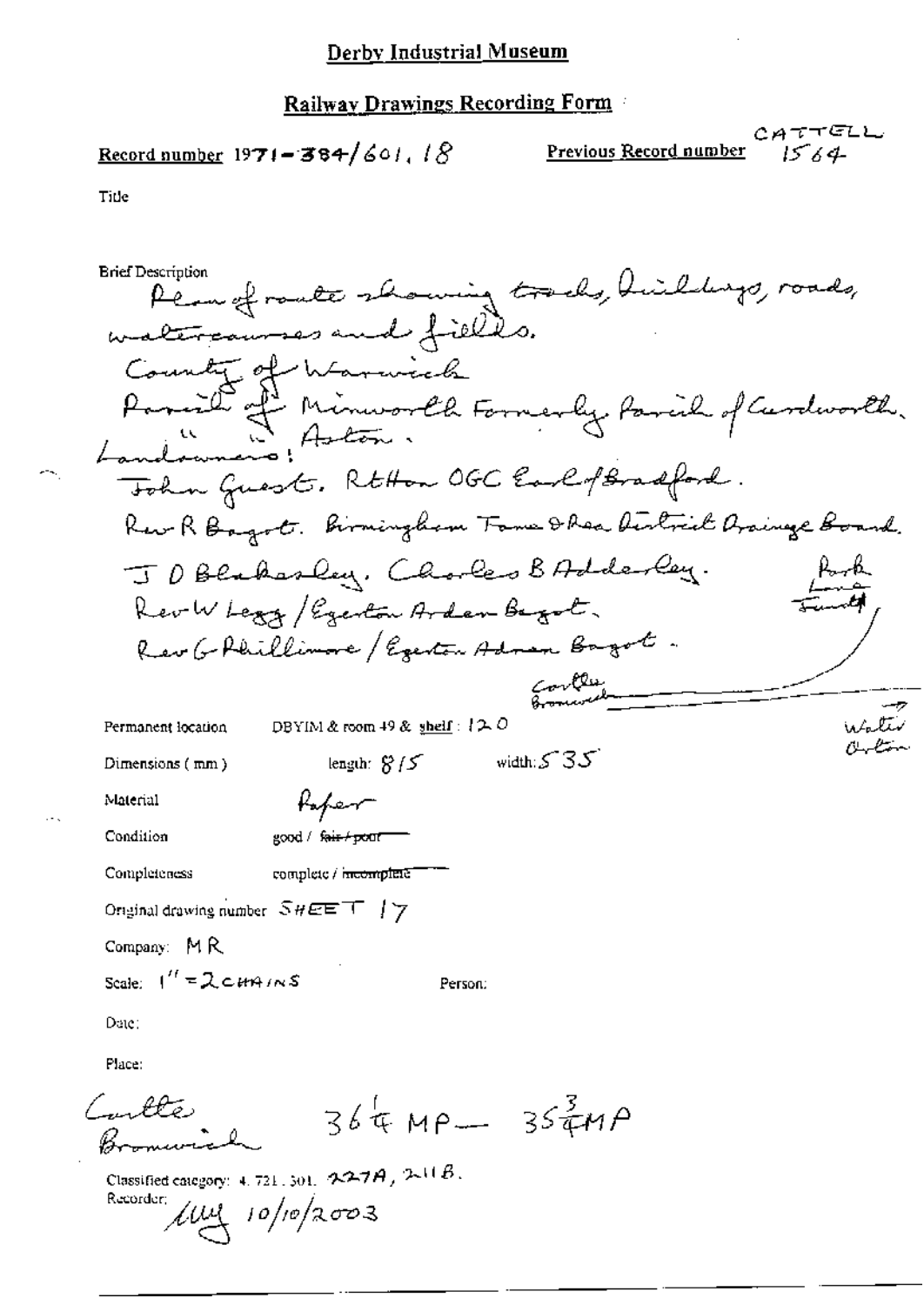# Derby Industrial Museum

## Railway Drawings Recording Form

**Record number** 1971-384/601.18 **Previous Record number** CATTELL 1564

Title

Brief Description
Plan of route showing tracks, buildings, roads, watercourses and fields.
County of Warwick
Parish of Minworth Formerly Parish of Curdworth.
" " Aston.
Landowners:
John Guest. RtHon OGC Earl of Bradford.
Rev R Bagot. Birmingham Tame & Rea District Drainage Board.
J D Blakesley. Charles B Adderley.
Rev W Legg / Egerton Arden Bagot.
Rev G Phillimore / Egerton Arden Bagot.

Park Lane Frank

Castle Bromwich

Water Orton

Permanent location DBYIM & room 49 & shelf: 120

Dimensions (mm) length: 815 width: 535

Material Paper

Condition good / ~~fair / poor~~

Completeness complete / ~~incomplete~~

Original drawing number SHEET 17

Company: MR

Scale: 1" = 2 CHAINS Person:

Date:

Place:
Castle Bromwich $36\frac{1}{4}$ MP — $35\frac{3}{4}$ MP

Classified category: 4.721.301. 227A, 211B.

Recorder: MM 10/10/2003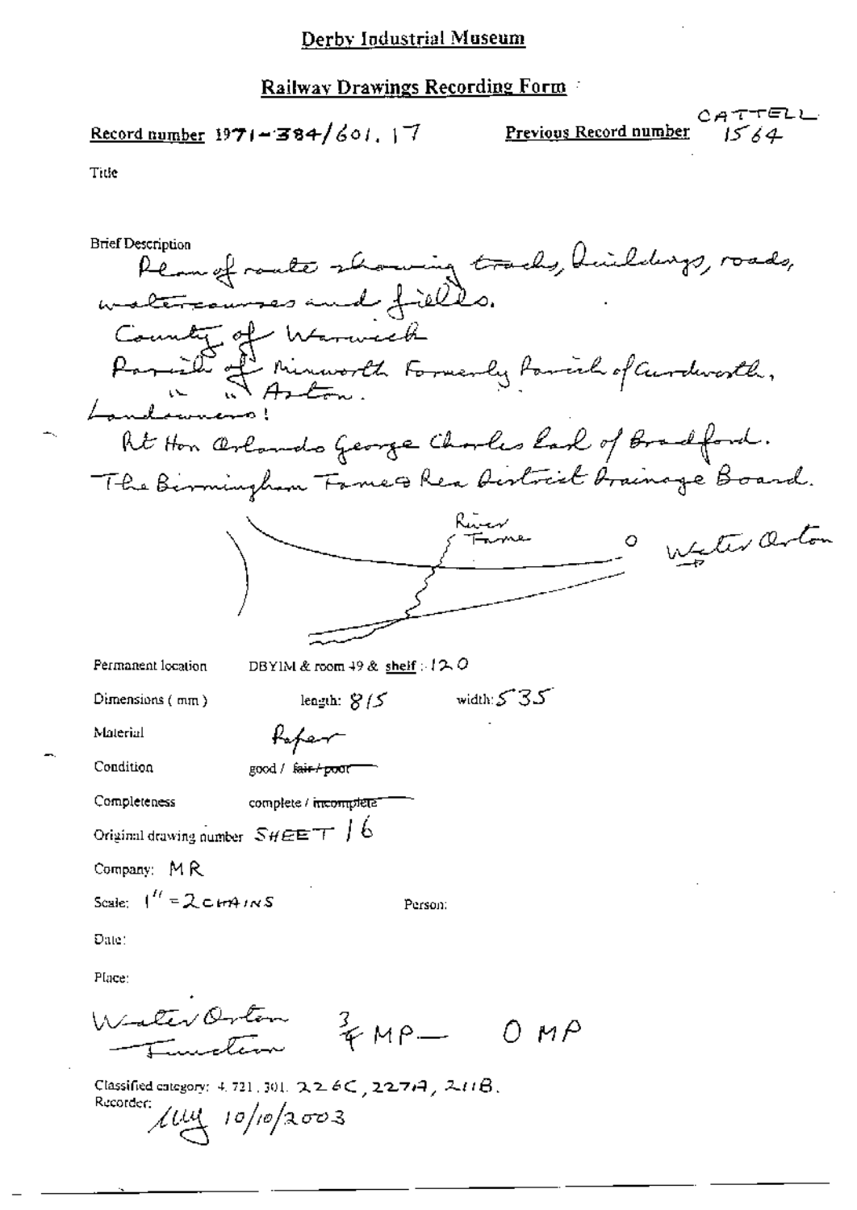# Derby Industrial Museum

## Railway Drawings Recording Form

**Record number** 1971-384/601.17 **Previous Record number** CATTELL 1564

Title

Brief Description
Plan of route showing tracks, buildings, roads, watercourses and fields.
County of Warwick
Parish of Minworth Formerly Parish of Curdworth,
" " Aston.
Landowners!
Rt Hon Orlando George Charles Earl of Bradford.
The Birmingham Tame & Rea District Drainage Board.

River Tame
Water Orton

Permanent location DBYIM & room 49 & shelf : 120

Dimensions (mm) length: 815 width: 535

Material Paper

Condition good / ~~fair / poor~~

Completeness complete / ~~incomplete~~

Original drawing number SHEET 16

Company: MR

Scale: 1" = 2 CHAINS Person:

Date:

Place:

Water Orton Junction 3/4 MP — 0 MP

Classified category: 4.721.301. 226C, 227A, 211B.
Recorder: MLY 10/10/2003